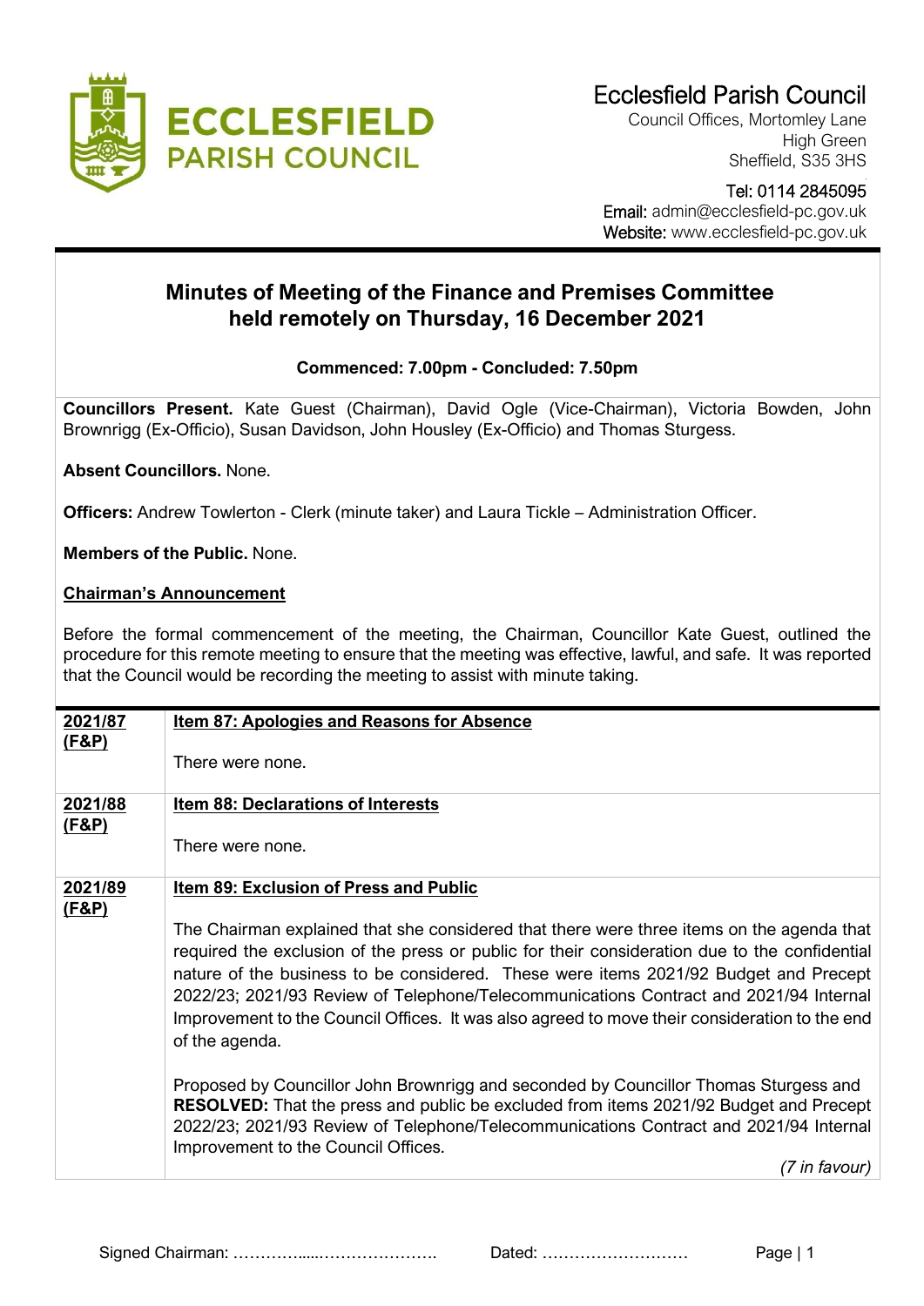**Ecclesfield Parish Council**
Council Offices, Mortomley Lane
High Green
Sheffield, S35 3HS

Tel: 0114 2845095
Email: admin@ecclesfield-pc.gov.uk
Website: www.ecclesfield-pc.gov.uk

# Minutes of Meeting of the Finance and Premises Committee held remotely on Thursday, 16 December 2021

**Commenced: 7.00pm - Concluded: 7.50pm**

**Councillors Present.** Kate Guest (Chairman), David Ogle (Vice-Chairman), Victoria Bowden, John Brownrigg (Ex-Officio), Susan Davidson, John Housley (Ex-Officio) and Thomas Sturgess.

**Absent Councillors.** None.

**Officers:** Andrew Towlerton - Clerk (minute taker) and Laura Tickle – Administration Officer.

**Members of the Public.** None.

**Chairman's Announcement**

Before the formal commencement of the meeting, the Chairman, Councillor Kate Guest, outlined the procedure for this remote meeting to ensure that the meeting was effective, lawful, and safe. It was reported that the Council would be recording the meeting to assist with minute taking.

| | |
|---|---|
| **2021/87 (F&P)** | **Item 87: Apologies and Reasons for Absence**<br><br>There were none. |
| **2021/88 (F&P)** | **Item 88: Declarations of Interests**<br><br>There were none. |
| **2021/89 (F&P)** | **Item 89: Exclusion of Press and Public**<br><br>The Chairman explained that she considered that there were three items on the agenda that required the exclusion of the press or public for their consideration due to the confidential nature of the business to be considered. These were items 2021/92 Budget and Precept 2022/23; 2021/93 Review of Telephone/Telecommunications Contract and 2021/94 Internal Improvement to the Council Offices. It was also agreed to move their consideration to the end of the agenda.<br><br>Proposed by Councillor John Brownrigg and seconded by Councillor Thomas Sturgess and **RESOLVED:** That the press and public be excluded from items 2021/92 Budget and Precept 2022/23; 2021/93 Review of Telephone/Telecommunications Contract and 2021/94 Internal Improvement to the Council Offices.<br><br>*(7 in favour)* |

Signed Chairman: ……………....…………………. Dated: ………………………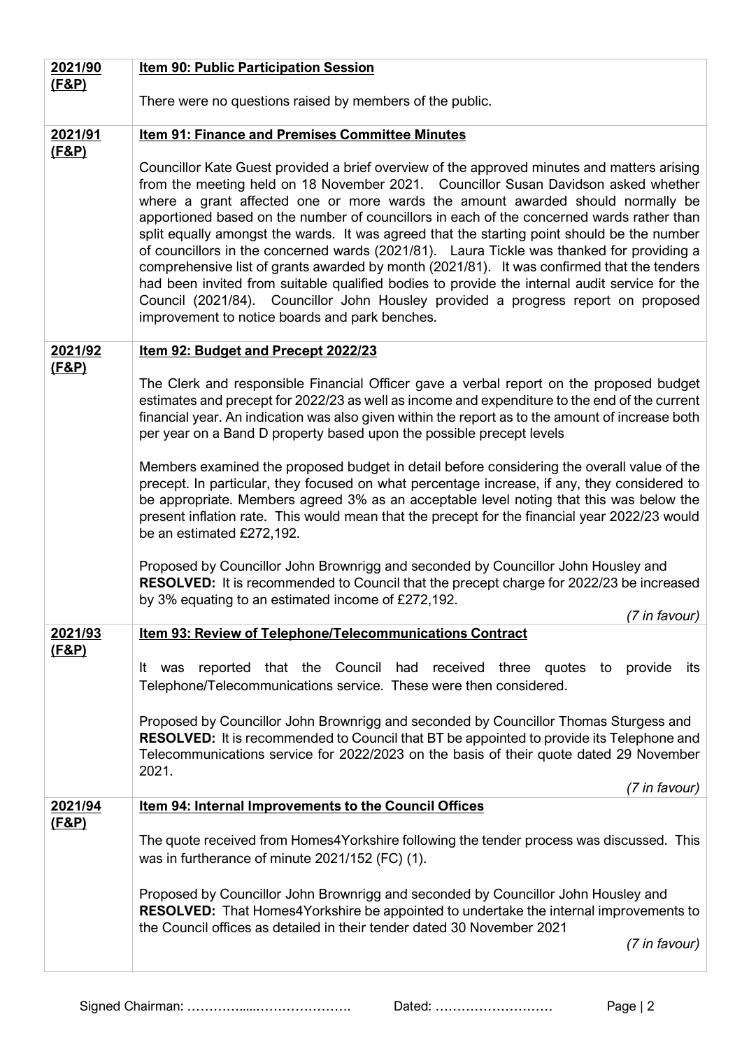| | |
|---|---|
| **2021/90 (F&P)** | **Item 90: Public Participation Session**<br><br>There were no questions raised by members of the public. |
| **2021/91 (F&P)** | **Item 91: Finance and Premises Committee Minutes**<br><br>Councillor Kate Guest provided a brief overview of the approved minutes and matters arising from the meeting held on 18 November 2021. Councillor Susan Davidson asked whether where a grant affected one or more wards the amount awarded should normally be apportioned based on the number of councillors in each of the concerned wards rather than split equally amongst the wards. It was agreed that the starting point should be the number of councillors in the concerned wards (2021/81). Laura Tickle was thanked for providing a comprehensive list of grants awarded by month (2021/81). It was confirmed that the tenders had been invited from suitable qualified bodies to provide the internal audit service for the Council (2021/84). Councillor John Housley provided a progress report on proposed improvement to notice boards and park benches. |
| **2021/92 (F&P)** | **Item 92: Budget and Precept 2022/23**<br><br>The Clerk and responsible Financial Officer gave a verbal report on the proposed budget estimates and precept for 2022/23 as well as income and expenditure to the end of the current financial year. An indication was also given within the report as to the amount of increase both per year on a Band D property based upon the possible precept levels<br><br>Members examined the proposed budget in detail before considering the overall value of the precept. In particular, they focused on what percentage increase, if any, they considered to be appropriate. Members agreed 3% as an acceptable level noting that this was below the present inflation rate. This would mean that the precept for the financial year 2022/23 would be an estimated £272,192.<br><br>Proposed by Councillor John Brownrigg and seconded by Councillor John Housley and **RESOLVED:** It is recommended to Council that the precept charge for 2022/23 be increased by 3% equating to an estimated income of £272,192.<br><br>*(7 in favour)* |
| **2021/93 (F&P)** | **Item 93: Review of Telephone/Telecommunications Contract**<br><br>It was reported that the Council had received three quotes to provide its Telephone/Telecommunications service. These were then considered.<br><br>Proposed by Councillor John Brownrigg and seconded by Councillor Thomas Sturgess and **RESOLVED:** It is recommended to Council that BT be appointed to provide its Telephone and Telecommunications service for 2022/2023 on the basis of their quote dated 29 November 2021.<br><br>*(7 in favour)* |
| **2021/94 (F&P)** | **Item 94: Internal Improvements to the Council Offices**<br><br>The quote received from Homes4Yorkshire following the tender process was discussed. This was in furtherance of minute 2021/152 (FC) (1).<br><br>Proposed by Councillor John Brownrigg and seconded by Councillor John Housley and **RESOLVED:** That Homes4Yorkshire be appointed to undertake the internal improvements to the Council offices as detailed in their tender dated 30 November 2021<br><br>*(7 in favour)* |

Signed Chairman: …………….....…………………. Dated: ………………………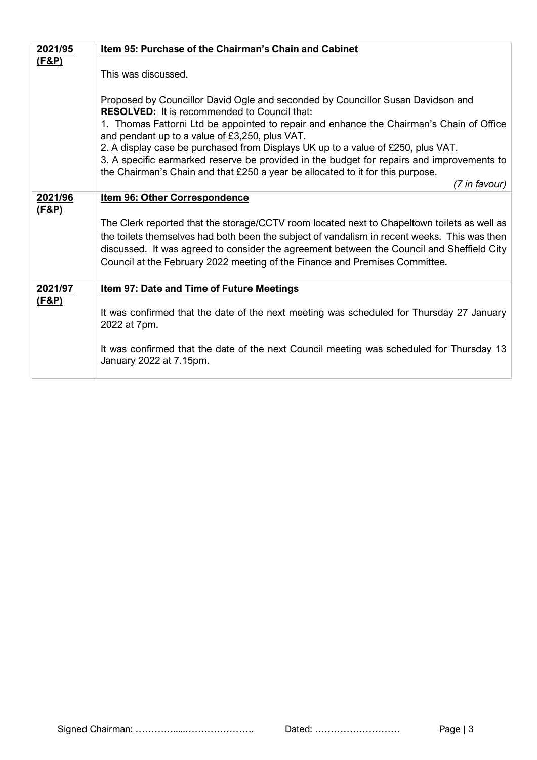| | |
|---|---|
| **2021/95 (F&P)** | **Item 95: Purchase of the Chairman's Chain and Cabinet**<br><br>This was discussed.<br><br>Proposed by Councillor David Ogle and seconded by Councillor Susan Davidson and **RESOLVED:** It is recommended to Council that:<br>1. Thomas Fattorni Ltd be appointed to repair and enhance the Chairman's Chain of Office and pendant up to a value of £3,250, plus VAT.<br>2. A display case be purchased from Displays UK up to a value of £250, plus VAT.<br>3. A specific earmarked reserve be provided in the budget for repairs and improvements to the Chairman's Chain and that £250 a year be allocated to it for this purpose.<br>*(7 in favour)* |
| **2021/96 (F&P)** | **Item 96: Other Correspondence**<br><br>The Clerk reported that the storage/CCTV room located next to Chapeltown toilets as well as the toilets themselves had both been the subject of vandalism in recent weeks. This was then discussed. It was agreed to consider the agreement between the Council and Sheffield City Council at the February 2022 meeting of the Finance and Premises Committee. |
| **2021/97 (F&P)** | **Item 97: Date and Time of Future Meetings**<br><br>It was confirmed that the date of the next meeting was scheduled for Thursday 27 January 2022 at 7pm.<br><br>It was confirmed that the date of the next Council meeting was scheduled for Thursday 13 January 2022 at 7.15pm. |

Signed Chairman: …………......…………………. Dated: ………………………